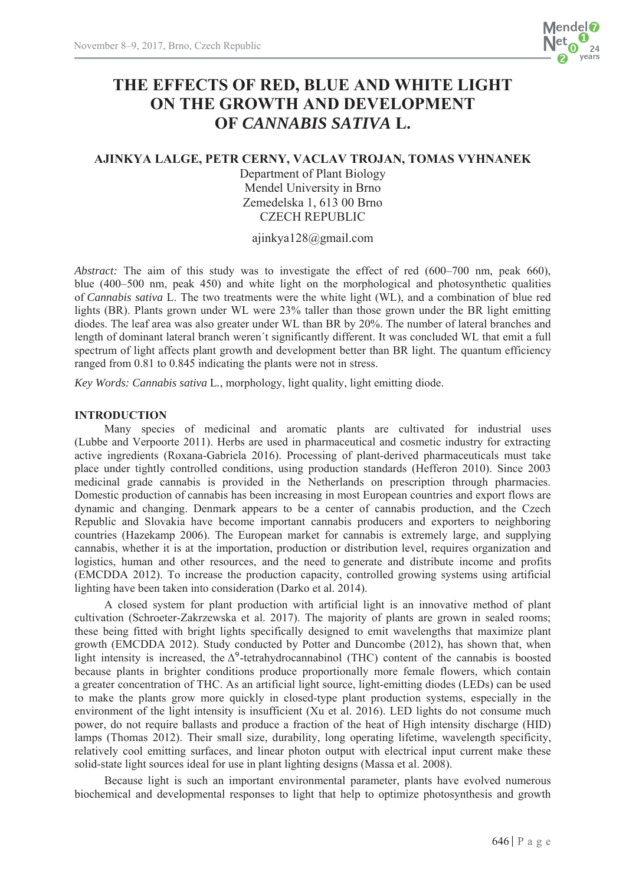# THE EFFECTS OF RED, BLUE AND WHITE LIGHT ON THE GROWTH AND DEVELOPMENT OF *CANNABIS SATIVA* L.

**AJINKYA LALGE, PETR CERNY, VACLAV TROJAN, TOMAS VYHNANEK**

Department of Plant Biology
Mendel University in Brno
Zemedelska 1, 613 00 Brno
CZECH REPUBLIC

ajinkya128@gmail.com

*Abstract:* The aim of this study was to investigate the effect of red (600–700 nm, peak 660), blue (400–500 nm, peak 450) and white light on the morphological and photosynthetic qualities of *Cannabis sativa* L. The two treatments were the white light (WL), and a combination of blue red lights (BR). Plants grown under WL were 23% taller than those grown under the BR light emitting diodes. The leaf area was also greater under WL than BR by 20%. The number of lateral branches and length of dominant lateral branch weren´t significantly different. It was concluded WL that emit a full spectrum of light affects plant growth and development better than BR light. The quantum efficiency ranged from 0.81 to 0.845 indicating the plants were not in stress.

*Key Words: Cannabis sativa* L., morphology, light quality, light emitting diode.

## INTRODUCTION

Many species of medicinal and aromatic plants are cultivated for industrial uses (Lubbe and Verpoorte 2011). Herbs are used in pharmaceutical and cosmetic industry for extracting active ingredients (Roxana-Gabriela 2016). Processing of plant-derived pharmaceuticals must take place under tightly controlled conditions, using production standards (Hefferon 2010). Since 2003 medicinal grade cannabis is provided in the Netherlands on prescription through pharmacies. Domestic production of cannabis has been increasing in most European countries and export flows are dynamic and changing. Denmark appears to be a center of cannabis production, and the Czech Republic and Slovakia have become important cannabis producers and exporters to neighboring countries (Hazekamp 2006). The European market for cannabis is extremely large, and supplying cannabis, whether it is at the importation, production or distribution level, requires organization and logistics, human and other resources, and the need to generate and distribute income and profits (EMCDDA 2012). To increase the production capacity, controlled growing systems using artificial lighting have been taken into consideration (Darko et al. 2014).

A closed system for plant production with artificial light is an innovative method of plant cultivation (Schroeter-Zakrzewska et al. 2017). The majority of plants are grown in sealed rooms; these being fitted with bright lights specifically designed to emit wavelengths that maximize plant growth (EMCDDA 2012). Study conducted by Potter and Duncombe (2012), has shown that, when light intensity is increased, the $\Delta^9$-tetrahydrocannabinol (THC) content of the cannabis is boosted because plants in brighter conditions produce proportionally more female flowers, which contain a greater concentration of THC. As an artificial light source, light-emitting diodes (LEDs) can be used to make the plants grow more quickly in closed-type plant production systems, especially in the environment of the light intensity is insufficient (Xu et al. 2016). LED lights do not consume much power, do not require ballasts and produce a fraction of the heat of High intensity discharge (HID) lamps (Thomas 2012). Their small size, durability, long operating lifetime, wavelength specificity, relatively cool emitting surfaces, and linear photon output with electrical input current make these solid-state light sources ideal for use in plant lighting designs (Massa et al. 2008).

Because light is such an important environmental parameter, plants have evolved numerous biochemical and developmental responses to light that help to optimize photosynthesis and growth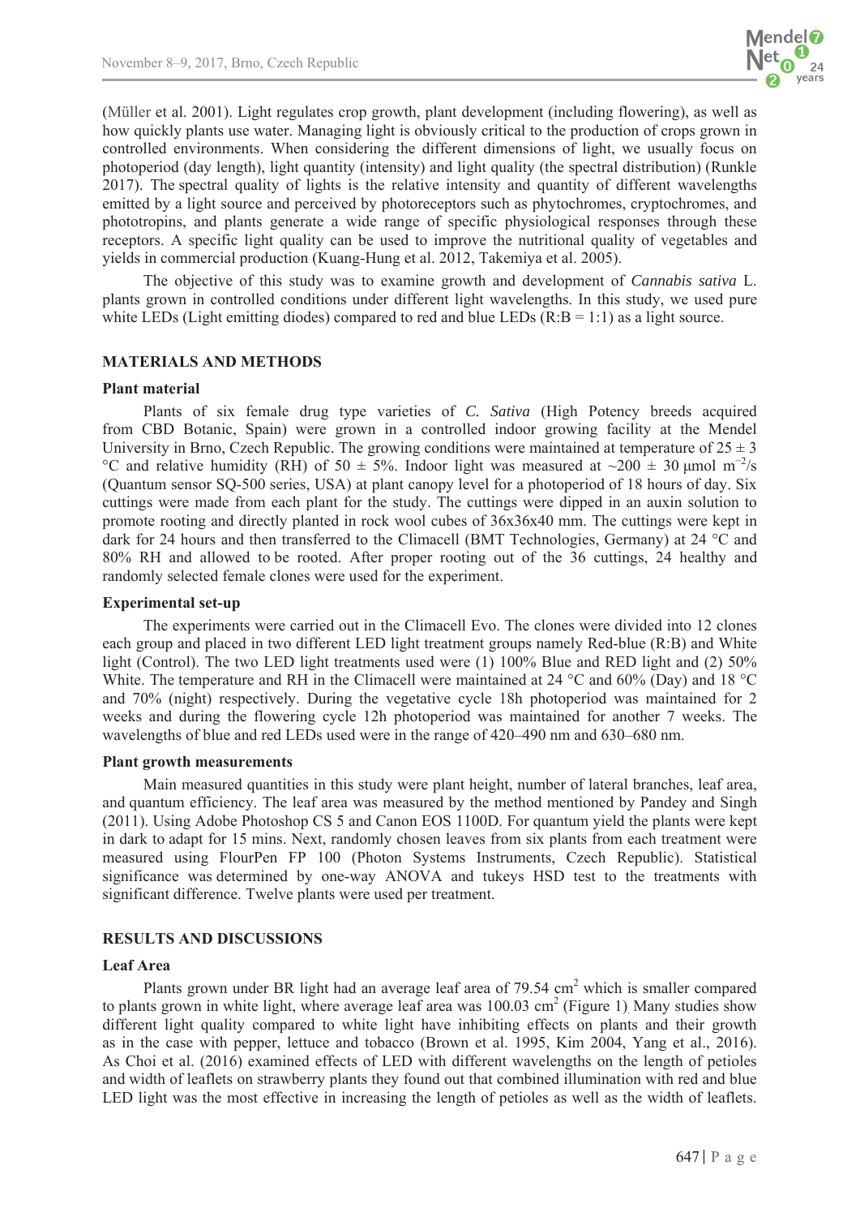(Müller et al. 2001). Light regulates crop growth, plant development (including flowering), as well as how quickly plants use water. Managing light is obviously critical to the production of crops grown in controlled environments. When considering the different dimensions of light, we usually focus on photoperiod (day length), light quantity (intensity) and light quality (the spectral distribution) (Runkle 2017). The spectral quality of lights is the relative intensity and quantity of different wavelengths emitted by a light source and perceived by photoreceptors such as phytochromes, cryptochromes, and phototropins, and plants generate a wide range of specific physiological responses through these receptors. A specific light quality can be used to improve the nutritional quality of vegetables and yields in commercial production (Kuang-Hung et al. 2012, Takemiya et al. 2005).

The objective of this study was to examine growth and development of *Cannabis sativa* L. plants grown in controlled conditions under different light wavelengths. In this study, we used pure white LEDs (Light emitting diodes) compared to red and blue LEDs (R:B = 1:1) as a light source.

## MATERIALS AND METHODS

### Plant material

Plants of six female drug type varieties of *C. Sativa* (High Potency breeds acquired from CBD Botanic, Spain) were grown in a controlled indoor growing facility at the Mendel University in Brno, Czech Republic. The growing conditions were maintained at temperature of 25 ± 3 °C and relative humidity (RH) of 50 ± 5%. Indoor light was measured at ~200 ± 30 μmol $m^{-2}$/s (Quantum sensor SQ-500 series, USA) at plant canopy level for a photoperiod of 18 hours of day. Six cuttings were made from each plant for the study. The cuttings were dipped in an auxin solution to promote rooting and directly planted in rock wool cubes of 36x36x40 mm. The cuttings were kept in dark for 24 hours and then transferred to the Climacell (BMT Technologies, Germany) at 24 °C and 80% RH and allowed to be rooted. After proper rooting out of the 36 cuttings, 24 healthy and randomly selected female clones were used for the experiment.

### Experimental set-up

The experiments were carried out in the Climacell Evo. The clones were divided into 12 clones each group and placed in two different LED light treatment groups namely Red-blue (R:B) and White light (Control). The two LED light treatments used were (1) 100% Blue and RED light and (2) 50% White. The temperature and RH in the Climacell were maintained at 24 °C and 60% (Day) and 18 °C and 70% (night) respectively. During the vegetative cycle 18h photoperiod was maintained for 2 weeks and during the flowering cycle 12h photoperiod was maintained for another 7 weeks. The wavelengths of blue and red LEDs used were in the range of 420–490 nm and 630–680 nm.

### Plant growth measurements

Main measured quantities in this study were plant height, number of lateral branches, leaf area, and quantum efficiency. The leaf area was measured by the method mentioned by Pandey and Singh (2011). Using Adobe Photoshop CS 5 and Canon EOS 1100D. For quantum yield the plants were kept in dark to adapt for 15 mins. Next, randomly chosen leaves from six plants from each treatment were measured using FlourPen FP 100 (Photon Systems Instruments, Czech Republic). Statistical significance was determined by one-way ANOVA and tukeys HSD test to the treatments with significant difference. Twelve plants were used per treatment.

## RESULTS AND DISCUSSIONS

### Leaf Area

Plants grown under BR light had an average leaf area of 79.54 $cm^2$ which is smaller compared to plants grown in white light, where average leaf area was 100.03 $cm^2$ (Figure 1). Many studies show different light quality compared to white light have inhibiting effects on plants and their growth as in the case with pepper, lettuce and tobacco (Brown et al. 1995, Kim 2004, Yang et al., 2016). As Choi et al. (2016) examined effects of LED with different wavelengths on the length of petioles and width of leaflets on strawberry plants they found out that combined illumination with red and blue LED light was the most effective in increasing the length of petioles as well as the width of leaflets.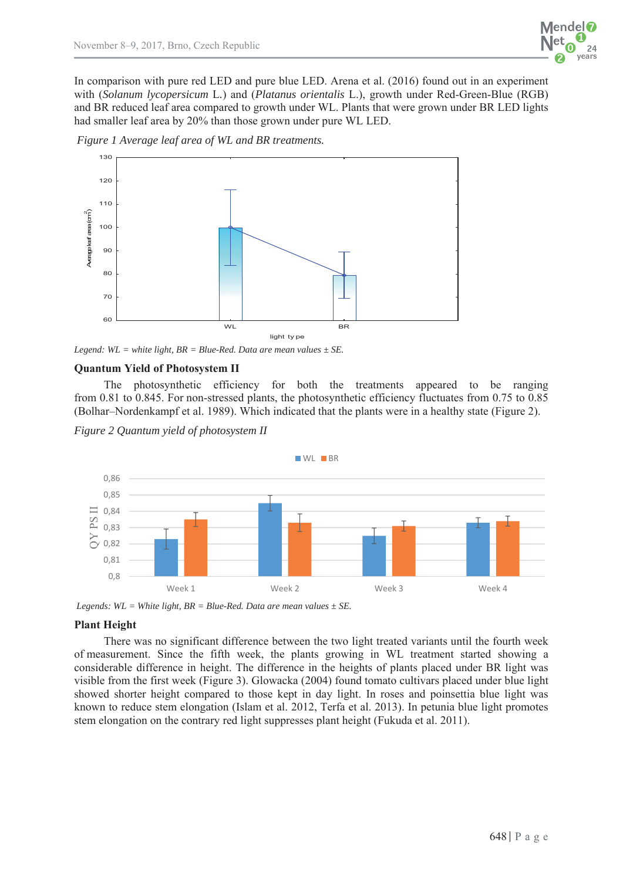In comparison with pure red LED and pure blue LED. Arena et al. (2016) found out in an experiment with (*Solanum lycopersicum* L.) and (*Platanus orientalis* L.), growth under Red-Green-Blue (RGB) and BR reduced leaf area compared to growth under WL. Plants that were grown under BR LED lights had smaller leaf area by 20% than those grown under pure WL LED.

*Figure 1 Average leaf area of WL and BR treatments.*

*Legend: WL = white light, BR = Blue-Red. Data are mean values ± SE.*

**Quantum Yield of Photosystem II**

The photosynthetic efficiency for both the treatments appeared to be ranging from 0.81 to 0.845. For non-stressed plants, the photosynthetic efficiency fluctuates from 0.75 to 0.85 (Bolhar–Nordenkampf et al. 1989). Which indicated that the plants were in a healthy state (Figure 2).

*Figure 2 Quantum yield of photosystem II*

*Legends: WL = White light, BR = Blue-Red. Data are mean values ± SE.*

**Plant Height**

There was no significant difference between the two light treated variants until the fourth week of measurement. Since the fifth week, the plants growing in WL treatment started showing a considerable difference in height. The difference in the heights of plants placed under BR light was visible from the first week (Figure 3). Glowacka (2004) found tomato cultivars placed under blue light showed shorter height compared to those kept in day light. In roses and poinsettia blue light was known to reduce stem elongation (Islam et al. 2012, Terfa et al. 2013). In petunia blue light promotes stem elongation on the contrary red light suppresses plant height (Fukuda et al. 2011).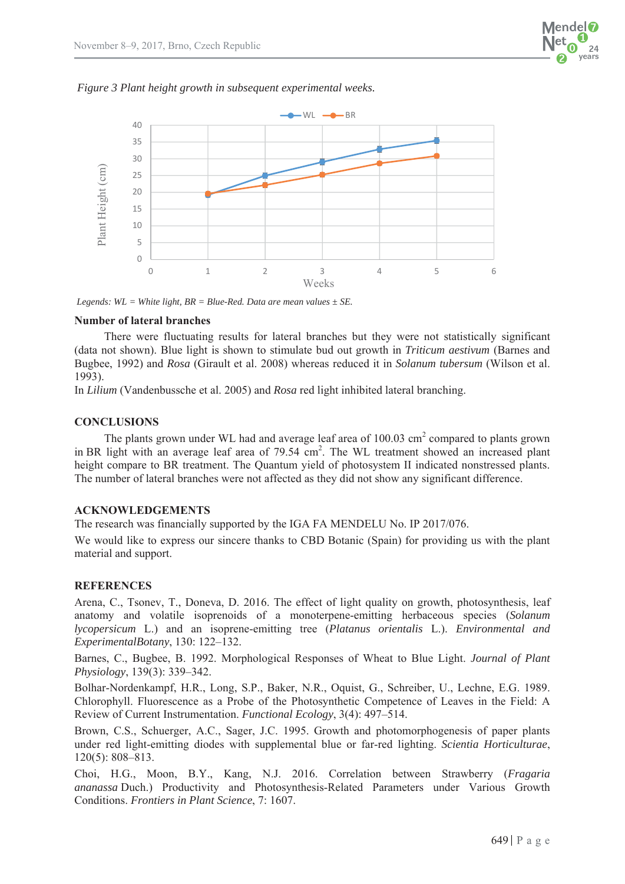*Figure 3 Plant height growth in subsequent experimental weeks.*

*Legends: WL = White light, BR = Blue-Red. Data are mean values ± SE.*

**Number of lateral branches**

There were fluctuating results for lateral branches but they were not statistically significant (data not shown). Blue light is shown to stimulate bud out growth in *Triticum aestivum* (Barnes and Bugbee, 1992) and *Rosa* (Girault et al. 2008) whereas reduced it in *Solanum tubersum* (Wilson et al. 1993).

In *Lilium* (Vandenbussche et al. 2005) and *Rosa* red light inhibited lateral branching.

## CONCLUSIONS

The plants grown under WL had and average leaf area of 100.03 $cm^2$ compared to plants grown in BR light with an average leaf area of 79.54 $cm^2$. The WL treatment showed an increased plant height compare to BR treatment. The Quantum yield of photosystem II indicated nonstressed plants. The number of lateral branches were not affected as they did not show any significant difference.

## ACKNOWLEDGEMENTS

The research was financially supported by the IGA FA MENDELU No. IP 2017/076.

We would like to express our sincere thanks to CBD Botanic (Spain) for providing us with the plant material and support.

## REFERENCES

Arena, C., Tsonev, T., Doneva, D. 2016. The effect of light quality on growth, photosynthesis, leaf anatomy and volatile isoprenoids of a monoterpene-emitting herbaceous species (*Solanum lycopersicum* L.) and an isoprene-emitting tree (*Platanus orientalis* L.). *Environmental and ExperimentalBotany*, 130: 122–132.

Barnes, C., Bugbee, B. 1992. Morphological Responses of Wheat to Blue Light. *Journal of Plant Physiology*, 139(3): 339–342.

Bolhar-Nordenkampf, H.R., Long, S.P., Baker, N.R., Oquist, G., Schreiber, U., Lechne, E.G. 1989. Chlorophyll. Fluorescence as a Probe of the Photosynthetic Competence of Leaves in the Field: A Review of Current Instrumentation. *Functional Ecology*, 3(4): 497–514.

Brown, C.S., Schuerger, A.C., Sager, J.C. 1995. Growth and photomorphogenesis of paper plants under red light-emitting diodes with supplemental blue or far-red lighting. *Scientia Horticulturae*, 120(5): 808–813.

Choi, H.G., Moon, B.Y., Kang, N.J. 2016. Correlation between Strawberry (*Fragaria ananassa* Duch.) Productivity and Photosynthesis-Related Parameters under Various Growth Conditions. *Frontiers in Plant Science*, 7: 1607.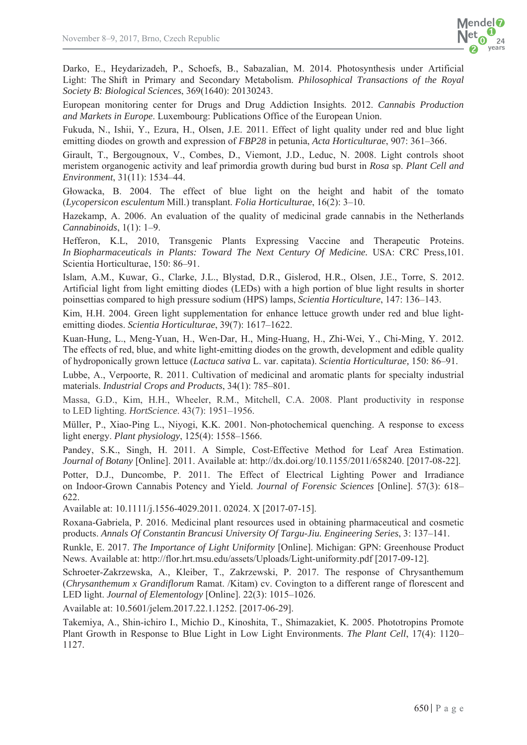Darko, E., Heydarizadeh, P., Schoefs, B., Sabazalian, M. 2014. Photosynthesis under Artificial Light: The Shift in Primary and Secondary Metabolism. *Philosophical Transactions of the Royal Society B: Biological Sciences*, 369(1640): 20130243.

European monitoring center for Drugs and Drug Addiction Insights. 2012. *Cannabis Production and Markets in Europe*. Luxembourg: Publications Office of the European Union.

Fukuda, N., Ishii, Y., Ezura, H., Olsen, J.E. 2011. Effect of light quality under red and blue light emitting diodes on growth and expression of *FBP28* in petunia, *Acta Horticulturae*, 907: 361–366.

Girault, T., Bergougnoux, V., Combes, D., Viemont, J.D., Leduc, N. 2008. Light controls shoot meristem organogenic activity and leaf primordia growth during bud burst in *Rosa* sp. *Plant Cell and Environment*, 31(11): 1534–44.

Głowacka, B. 2004. The effect of blue light on the height and habit of the tomato (*Lycopersicon esculentum* Mill.) transplant. *Folia Horticulturae*, 16(2): 3–10.

Hazekamp, A. 2006. An evaluation of the quality of medicinal grade cannabis in the Netherlands *Cannabinoids*, 1(1): 1–9.

Hefferon, K.L, 2010, Transgenic Plants Expressing Vaccine and Therapeutic Proteins. *In Biopharmaceuticals in Plants: Toward The Next Century Of Medicine.* USA: CRC Press,101. Scientia Horticulturae, 150: 86–91.

Islam, A.M., Kuwar, G., Clarke, J.L., Blystad, D.R., Gislerod, H.R., Olsen, J.E., Torre, S. 2012. Artificial light from light emitting diodes (LEDs) with a high portion of blue light results in shorter poinsettias compared to high pressure sodium (HPS) lamps, *Scientia Horticulture*, 147: 136–143.

Kim, H.H. 2004. Green light supplementation for enhance lettuce growth under red and blue light-emitting diodes. *Scientia Horticulturae*, 39(7): 1617–1622.

Kuan-Hung, L., Meng-Yuan, H., Wen-Dar, H., Ming-Huang, H., Zhi-Wei, Y., Chi-Ming, Y. 2012. The effects of red, blue, and white light-emitting diodes on the growth, development and edible quality of hydroponically grown lettuce (*Lactuca sativa* L. var. capitata). *Scientia Horticulturae,* 150: 86–91.

Lubbe, A., Verpoorte, R. 2011. Cultivation of medicinal and aromatic plants for specialty industrial materials. *Industrial Crops and Products*, 34(1): 785–801.

Massa, G.D., Kim, H.H., Wheeler, R.M., Mitchell, C.A. 2008. Plant productivity in response to LED lighting. *HortScience*. 43(7): 1951–1956.

Müller, P., Xiao-Ping L., Niyogi, K.K. 2001. Non-photochemical quenching. A response to excess light energy. *Plant physiology*, 125(4): 1558–1566.

Pandey, S.K., Singh, H. 2011. A Simple, Cost-Effective Method for Leaf Area Estimation. *Journal of Botany* [Online]. 2011. Available at: http://dx.doi.org/10.1155/2011/658240. [2017-08-22].

Potter, D.J., Duncombe, P. 2011. The Effect of Electrical Lighting Power and Irradiance on Indoor-Grown Cannabis Potency and Yield. *Journal of Forensic Sciences* [Online]. 57(3): 618–622.

Available at: 10.1111/j.1556-4029.2011. 02024. X [2017-07-15].

Roxana-Gabriela, P. 2016. Medicinal plant resources used in obtaining pharmaceutical and cosmetic products. *Annals Of Constantin Brancusi University Of Targu-Jiu. Engineering Series*, 3: 137–141.

Runkle, E. 2017. *The Importance of Light Uniformity* [Online]. Michigan: GPN: Greenhouse Product News. Available at: http://flor.hrt.msu.edu/assets/Uploads/Light-uniformity.pdf [2017-09-12].

Schroeter-Zakrzewska, A., Kleiber, T., Zakrzewski, P. 2017. The response of Chrysanthemum (*Chrysanthemum x Grandiflorum* Ramat. /Kitam) cv. Covington to a different range of florescent and LED light. *Journal of Elementology* [Online]. 22(3): 1015–1026.

Available at: 10.5601/jelem.2017.22.1.1252. [2017-06-29].

Takemiya, A., Shin-ichiro I., Michio D., Kinoshita, T., Shimazakiet, K. 2005. Phototropins Promote Plant Growth in Response to Blue Light in Low Light Environments. *The Plant Cell*, 17(4): 1120–1127.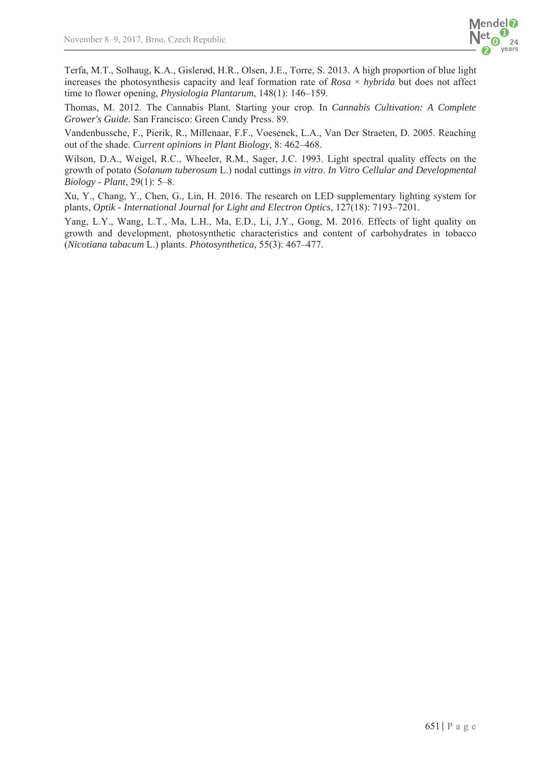Terfa, M.T., Solhaug, K.A., Gislerød, H.R., Olsen, J.E., Torre, S. 2013. A high proportion of blue light increases the photosynthesis capacity and leaf formation rate of *Rosa* × *hybrida* but does not affect time to flower opening, *Physiologia Plantarum*, 148(1): 146–159.

Thomas, M. 2012. The Cannabis Plant. Starting your crop. In *Cannabis Cultivation: A Complete Grower's Guide.* San Francisco: Green Candy Press. 89.

Vandenbussche, F., Pierik, R., Millenaar, F.F., Voesenek, L.A., Van Der Straeten, D. 2005. Reaching out of the shade. *Current opinions in Plant Biology*, 8: 462–468.

Wilson, D.A., Weigel, R.C., Wheeler, R.M., Sager, J.C. 1993. Light spectral quality effects on the growth of potato (*Solanum tuberosum* L.) nodal cuttings *in vitro*. *In Vitro Cellular and Developmental Biology - Plant*, 29(1): 5–8.

Xu, Y., Chang, Y., Chen, G., Lin, H. 2016. The research on LED supplementary lighting system for plants, *Optik - International Journal for Light and Electron Optics*, 127(18): 7193–7201.

Yang, L.Y., Wang, L.T., Ma, L.H., Ma, E.D., Li, J.Y., Gong, M. 2016. Effects of light quality on growth and development, photosynthetic characteristics and content of carbohydrates in tobacco (*Nicotiana tabacum* L.) plants. *Photosynthetica*, 55(3): 467–477.